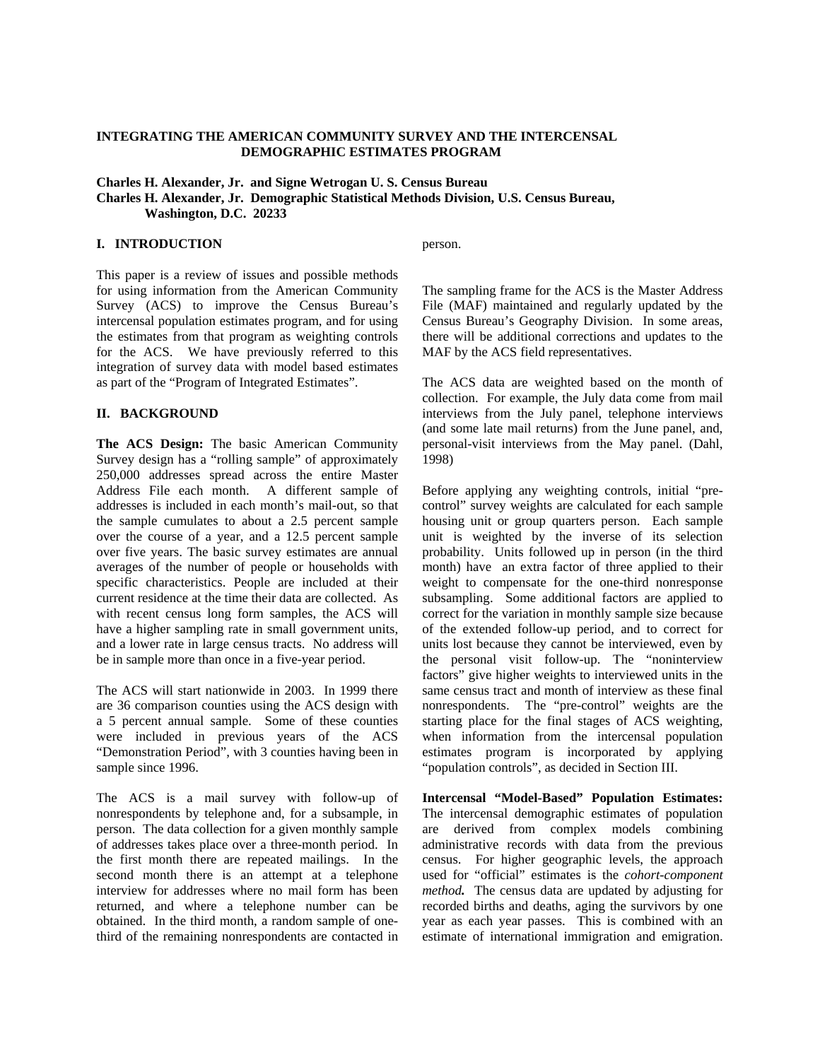# INTEGRATING THE AMERICAN COMMUNITY SURVEY AND THE INTERCENSAL DEMOGRAPHIC ESTIMATES PROGRAM

**Charles H. Alexander, Jr. and Signe Wetrogan U. S. Census Bureau**
**Charles H. Alexander, Jr. Demographic Statistical Methods Division, U.S. Census Bureau, Washington, D.C. 20233**

## I. INTRODUCTION

This paper is a review of issues and possible methods for using information from the American Community Survey (ACS) to improve the Census Bureau's intercensal population estimates program, and for using the estimates from that program as weighting controls for the ACS. We have previously referred to this integration of survey data with model based estimates as part of the "Program of Integrated Estimates".

## II. BACKGROUND

**The ACS Design:** The basic American Community Survey design has a "rolling sample" of approximately 250,000 addresses spread across the entire Master Address File each month. A different sample of addresses is included in each month's mail-out, so that the sample cumulates to about a 2.5 percent sample over the course of a year, and a 12.5 percent sample over five years. The basic survey estimates are annual averages of the number of people or households with specific characteristics. People are included at their current residence at the time their data are collected. As with recent census long form samples, the ACS will have a higher sampling rate in small government units, and a lower rate in large census tracts. No address will be in sample more than once in a five-year period.

The ACS will start nationwide in 2003. In 1999 there are 36 comparison counties using the ACS design with a 5 percent annual sample. Some of these counties were included in previous years of the ACS "Demonstration Period", with 3 counties having been in sample since 1996.

The ACS is a mail survey with follow-up of nonrespondents by telephone and, for a subsample, in person. The data collection for a given monthly sample of addresses takes place over a three-month period. In the first month there are repeated mailings. In the second month there is an attempt at a telephone interview for addresses where no mail form has been returned, and where a telephone number can be obtained. In the third month, a random sample of one-third of the remaining nonrespondents are contacted in person.

The sampling frame for the ACS is the Master Address File (MAF) maintained and regularly updated by the Census Bureau's Geography Division. In some areas, there will be additional corrections and updates to the MAF by the ACS field representatives.

The ACS data are weighted based on the month of collection. For example, the July data come from mail interviews from the July panel, telephone interviews (and some late mail returns) from the June panel, and, personal-visit interviews from the May panel. (Dahl, 1998)

Before applying any weighting controls, initial "pre-control" survey weights are calculated for each sample housing unit or group quarters person. Each sample unit is weighted by the inverse of its selection probability. Units followed up in person (in the third month) have an extra factor of three applied to their weight to compensate for the one-third nonresponse subsampling. Some additional factors are applied to correct for the variation in monthly sample size because of the extended follow-up period, and to correct for units lost because they cannot be interviewed, even by the personal visit follow-up. The "noninterview factors" give higher weights to interviewed units in the same census tract and month of interview as these final nonrespondents. The "pre-control" weights are the starting place for the final stages of ACS weighting, when information from the intercensal population estimates program is incorporated by applying "population controls", as decided in Section III.

**Intercensal "Model-Based" Population Estimates:** The intercensal demographic estimates of population are derived from complex models combining administrative records with data from the previous census. For higher geographic levels, the approach used for "official" estimates is the ***cohort-component method.*** The census data are updated by adjusting for recorded births and deaths, aging the survivors by one year as each year passes. This is combined with an estimate of international immigration and emigration.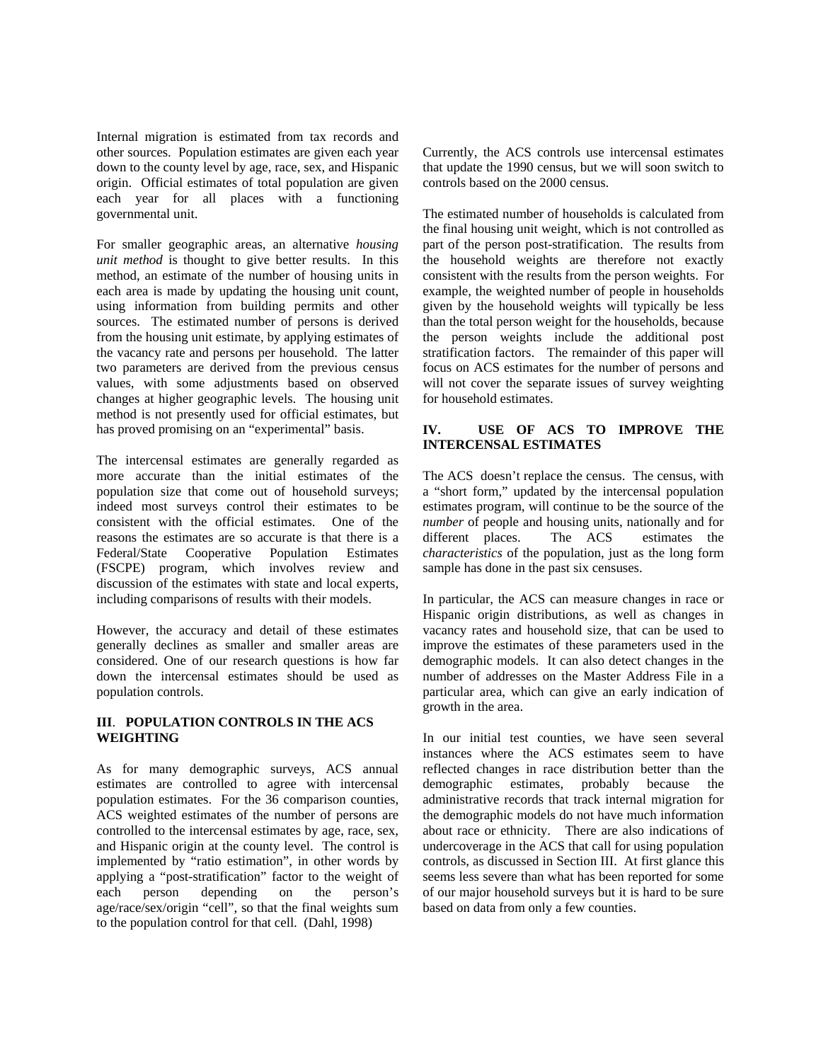Internal migration is estimated from tax records and other sources. Population estimates are given each year down to the county level by age, race, sex, and Hispanic origin. Official estimates of total population are given each year for all places with a functioning governmental unit.

For smaller geographic areas, an alternative *housing unit method* is thought to give better results. In this method, an estimate of the number of housing units in each area is made by updating the housing unit count, using information from building permits and other sources. The estimated number of persons is derived from the housing unit estimate, by applying estimates of the vacancy rate and persons per household. The latter two parameters are derived from the previous census values, with some adjustments based on observed changes at higher geographic levels. The housing unit method is not presently used for official estimates, but has proved promising on an "experimental" basis.

The intercensal estimates are generally regarded as more accurate than the initial estimates of the population size that come out of household surveys; indeed most surveys control their estimates to be consistent with the official estimates. One of the reasons the estimates are so accurate is that there is a Federal/State Cooperative Population Estimates (FSCPE) program, which involves review and discussion of the estimates with state and local experts, including comparisons of results with their models.

However, the accuracy and detail of these estimates generally declines as smaller and smaller areas are considered. One of our research questions is how far down the intercensal estimates should be used as population controls.

## III. POPULATION CONTROLS IN THE ACS WEIGHTING

As for many demographic surveys, ACS annual estimates are controlled to agree with intercensal population estimates. For the 36 comparison counties, ACS weighted estimates of the number of persons are controlled to the intercensal estimates by age, race, sex, and Hispanic origin at the county level. The control is implemented by "ratio estimation", in other words by applying a "post-stratification" factor to the weight of each person depending on the person's age/race/sex/origin "cell", so that the final weights sum to the population control for that cell. (Dahl, 1998)

Currently, the ACS controls use intercensal estimates that update the 1990 census, but we will soon switch to controls based on the 2000 census.

The estimated number of households is calculated from the final housing unit weight, which is not controlled as part of the person post-stratification. The results from the household weights are therefore not exactly consistent with the results from the person weights. For example, the weighted number of people in households given by the household weights will typically be less than the total person weight for the households, because the person weights include the additional post stratification factors. The remainder of this paper will focus on ACS estimates for the number of persons and will not cover the separate issues of survey weighting for household estimates.

## IV. USE OF ACS TO IMPROVE THE INTERCENSAL ESTIMATES

The ACS doesn't replace the census. The census, with a "short form," updated by the intercensal population estimates program, will continue to be the source of the *number* of people and housing units, nationally and for different places. The ACS estimates the *characteristics* of the population, just as the long form sample has done in the past six censuses.

In particular, the ACS can measure changes in race or Hispanic origin distributions, as well as changes in vacancy rates and household size, that can be used to improve the estimates of these parameters used in the demographic models. It can also detect changes in the number of addresses on the Master Address File in a particular area, which can give an early indication of growth in the area.

In our initial test counties, we have seen several instances where the ACS estimates seem to have reflected changes in race distribution better than the demographic estimates, probably because the administrative records that track internal migration for the demographic models do not have much information about race or ethnicity. There are also indications of undercoverage in the ACS that call for using population controls, as discussed in Section III. At first glance this seems less severe than what has been reported for some of our major household surveys but it is hard to be sure based on data from only a few counties.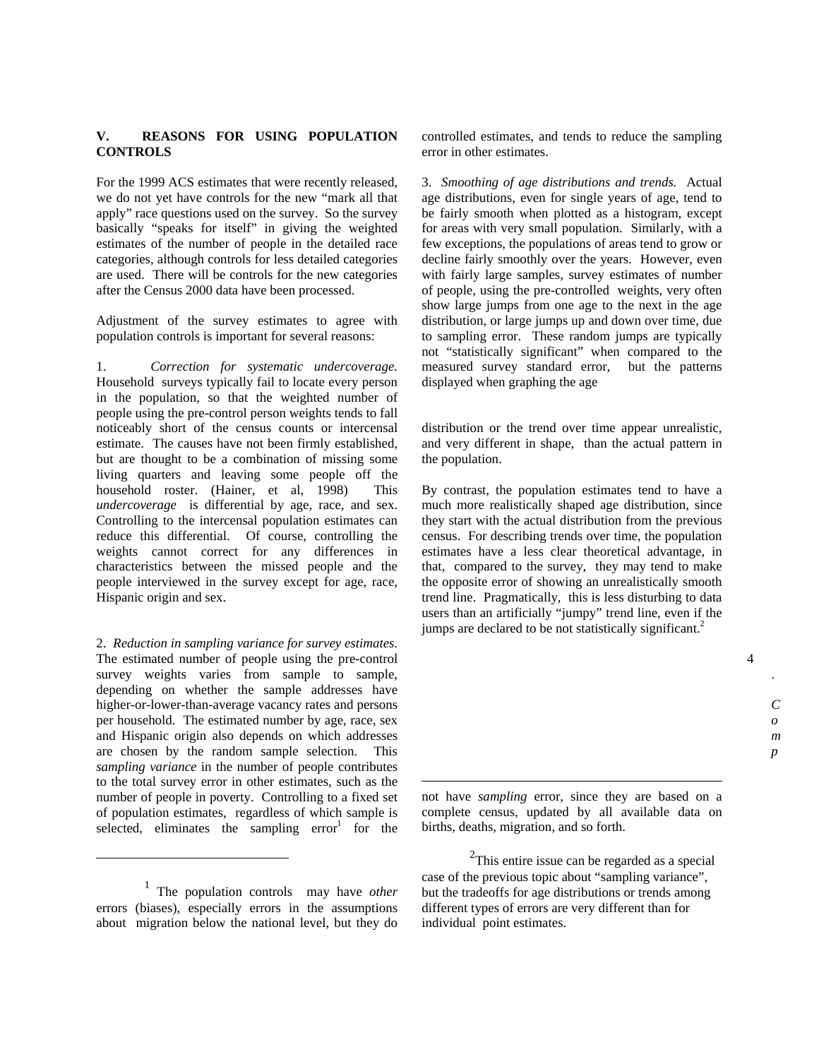## V. REASONS FOR USING POPULATION CONTROLS

For the 1999 ACS estimates that were recently released, we do not yet have controls for the new "mark all that apply" race questions used on the survey. So the survey basically "speaks for itself" in giving the weighted estimates of the number of people in the detailed race categories, although controls for less detailed categories are used. There will be controls for the new categories after the Census 2000 data have been processed.

Adjustment of the survey estimates to agree with population controls is important for several reasons:

1. *Correction for systematic undercoverage.* Household surveys typically fail to locate every person in the population, so that the weighted number of people using the pre-control person weights tends to fall noticeably short of the census counts or intercensal estimate. The causes have not been firmly established, but are thought to be a combination of missing some living quarters and leaving some people off the household roster. (Hainer, et al, 1998) This *undercoverage* is differential by age, race, and sex. Controlling to the intercensal population estimates can reduce this differential. Of course, controlling the weights cannot correct for any differences in characteristics between the missed people and the people interviewed in the survey except for age, race, Hispanic origin and sex.

2. *Reduction in sampling variance for survey estimates.* The estimated number of people using the pre-control survey weights varies from sample to sample, depending on whether the sample addresses have higher-or-lower-than-average vacancy rates and persons per household. The estimated number by age, race, sex and Hispanic origin also depends on which addresses are chosen by the random sample selection. This *sampling variance* in the number of people contributes to the total survey error in other estimates, such as the number of people in poverty. Controlling to a fixed set of population estimates, regardless of which sample is selected, eliminates the sampling error[1] for the controlled estimates, and tends to reduce the sampling error in other estimates.

3. *Smoothing of age distributions and trends.* Actual age distributions, even for single years of age, tend to be fairly smooth when plotted as a histogram, except for areas with very small population. Similarly, with a few exceptions, the populations of areas tend to grow or decline fairly smoothly over the years. However, even with fairly large samples, survey estimates of number of people, using the pre-controlled weights, very often show large jumps from one age to the next in the age distribution, or large jumps up and down over time, due to sampling error. These random jumps are typically not "statistically significant" when compared to the measured survey standard error, but the patterns displayed when graphing the age distribution or the trend over time appear unrealistic, and very different in shape, than the actual pattern in the population.

By contrast, the population estimates tend to have a much more realistically shaped age distribution, since they start with the actual distribution from the previous census. For describing trends over time, the population estimates have a less clear theoretical advantage, in that, compared to the survey, they may tend to make the opposite error of showing an unrealistically smooth trend line. Pragmatically, this is less disturbing to data users than an artificially "jumpy" trend line, even if the jumps are declared to be not statistically significant.[2]

---

[1] The population controls may have *other* errors (biases), especially errors in the assumptions about migration below the national level, but they do not have *sampling* error, since they are based on a complete census, updated by all available data on births, deaths, migration, and so forth.

[2] This entire issue can be regarded as a special case of the previous topic about "sampling variance", but the tradeoffs for age distributions or trends among different types of errors are very different than for individual point estimates.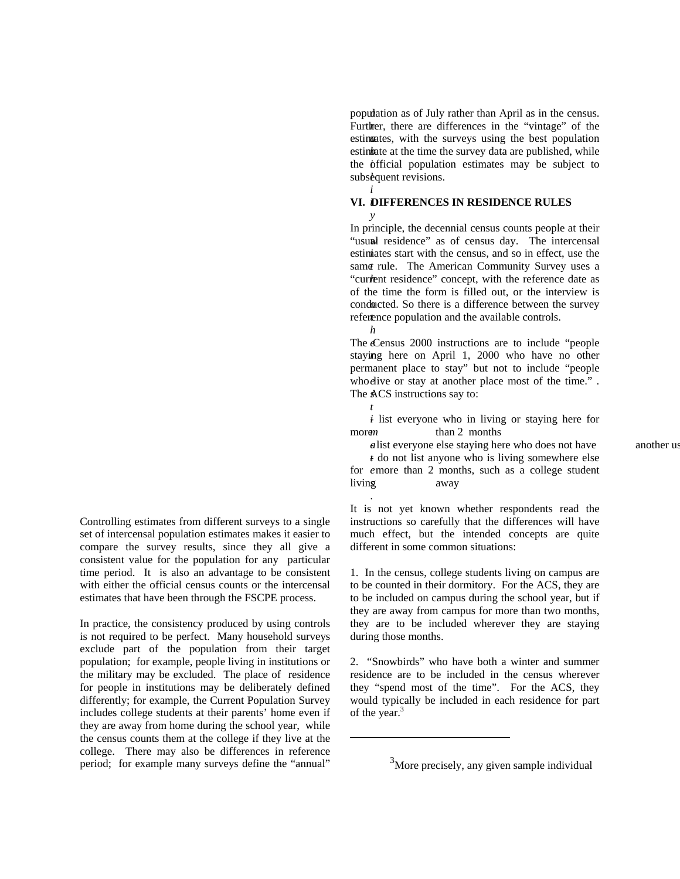Controlling estimates from different surveys to a single set of intercensal population estimates makes it easier to compare the survey results, since they all give a consistent value for the population for any particular time period. It is also an advantage to be consistent with either the official census counts or the intercensal estimates that have been through the FSCPE process.

In practice, the consistency produced by using controls is not required to be perfect. Many household surveys exclude part of the population from their target population; for example, people living in institutions or the military may be excluded. The place of residence for people in institutions may be deliberately defined differently; for example, the Current Population Survey includes college students at their parents' home even if they are away from home during the school year, while the census counts them at the college if they live at the college. There may also be differences in reference period; for example many surveys define the "annual" population as of July rather than April as in the census. Further, there are differences in the "vintage" of the estimates, with the surveys using the best population estimate at the time the survey data are published, while the official population estimates may be subject to subsequent revisions.

## VI. DIFFERENCES IN RESIDENCE RULES

In principle, the decennial census counts people at their "usual residence" as of census day. The intercensal estimates start with the census, and so in effect, use the same rule. The American Community Survey uses a "current residence" concept, with the reference date as of the time the form is filled out, or the interview is conducted. So there is a difference between the survey reference population and the available controls.

The Census 2000 instructions are to include "people staying here on April 1, 2000 who have no other permanent place to stay" but not to include "people who live or stay at another place most of the time." . The ACS instructions say to:

- list everyone who in living or staying here for more than 2 months
- list everyone else staying here who does not have another usual
- do not list anyone who is living somewhere else for more than 2 months, such as a college student living away

It is not yet known whether respondents read the instructions so carefully that the differences will have much effect, but the intended concepts are quite different in some common situations:

1. In the census, college students living on campus are to be counted in their dormitory. For the ACS, they are to be included on campus during the school year, but if they are away from campus for more than two months, they are to be included wherever they are staying during those months.

2. "Snowbirds" who have both a winter and summer residence are to be included in the census wherever they "spend most of the time". For the ACS, they would typically be included in each residence for part of the year.[3]

---

[3]More precisely, any given sample individual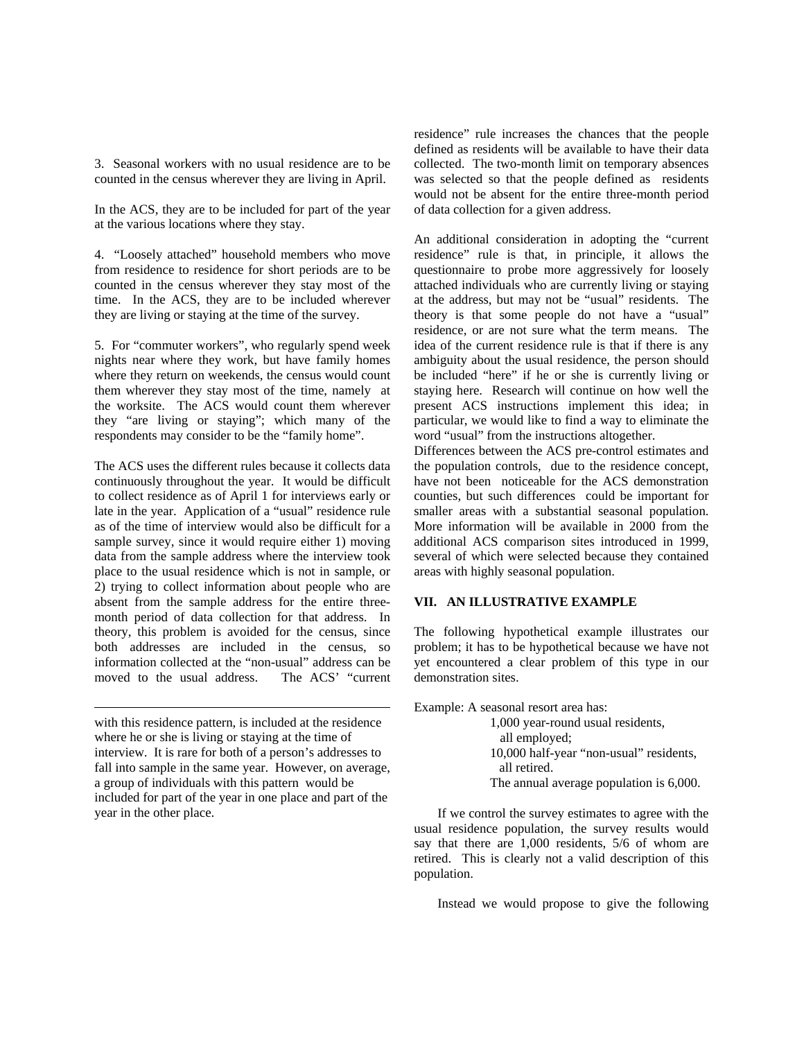3. Seasonal workers with no usual residence are to be counted in the census wherever they are living in April.

In the ACS, they are to be included for part of the year at the various locations where they stay.

4. "Loosely attached" household members who move from residence to residence for short periods are to be counted in the census wherever they stay most of the time. In the ACS, they are to be included wherever they are living or staying at the time of the survey.

5. For "commuter workers", who regularly spend week nights near where they work, but have family homes where they return on weekends, the census would count them wherever they stay most of the time, namely at the worksite. The ACS would count them wherever they "are living or staying"; which many of the respondents may consider to be the "family home".

The ACS uses the different rules because it collects data continuously throughout the year. It would be difficult to collect residence as of April 1 for interviews early or late in the year. Application of a "usual" residence rule as of the time of interview would also be difficult for a sample survey, since it would require either 1) moving data from the sample address where the interview took place to the usual residence which is not in sample, or 2) trying to collect information about people who are absent from the sample address for the entire three-month period of data collection for that address. In theory, this problem is avoided for the census, since both addresses are included in the census, so information collected at the "non-usual" address can be moved to the usual address. The ACS' "current residence" rule increases the chances that the people defined as residents will be available to have their data collected. The two-month limit on temporary absences was selected so that the people defined as residents would not be absent for the entire three-month period of data collection for a given address.

An additional consideration in adopting the "current residence" rule is that, in principle, it allows the questionnaire to probe more aggressively for loosely attached individuals who are currently living or staying at the address, but may not be "usual" residents. The theory is that some people do not have a "usual" residence, or are not sure what the term means. The idea of the current residence rule is that if there is any ambiguity about the usual residence, the person should be included "here" if he or she is currently living or staying here. Research will continue on how well the present ACS instructions implement this idea; in particular, we would like to find a way to eliminate the word "usual" from the instructions altogether.

Differences between the ACS pre-control estimates and the population controls, due to the residence concept, have not been noticeable for the ACS demonstration counties, but such differences could be important for smaller areas with a substantial seasonal population. More information will be available in 2000 from the additional ACS comparison sites introduced in 1999, several of which were selected because they contained areas with highly seasonal population.

## VII. AN ILLUSTRATIVE EXAMPLE

The following hypothetical example illustrates our problem; it has to be hypothetical because we have not yet encountered a clear problem of this type in our demonstration sites.

Example: A seasonal resort area has:

- 1,000 year-round usual residents, all employed;
- 10,000 half-year "non-usual" residents, all retired.
- The annual average population is 6,000.

If we control the survey estimates to agree with the usual residence population, the survey results would say that there are 1,000 residents, 5/6 of whom are retired. This is clearly not a valid description of this population.

Instead we would propose to give the following

---

with this residence pattern, is included at the residence where he or she is living or staying at the time of interview. It is rare for both of a person's addresses to fall into sample in the same year. However, on average, a group of individuals with this pattern would be included for part of the year in one place and part of the year in the other place.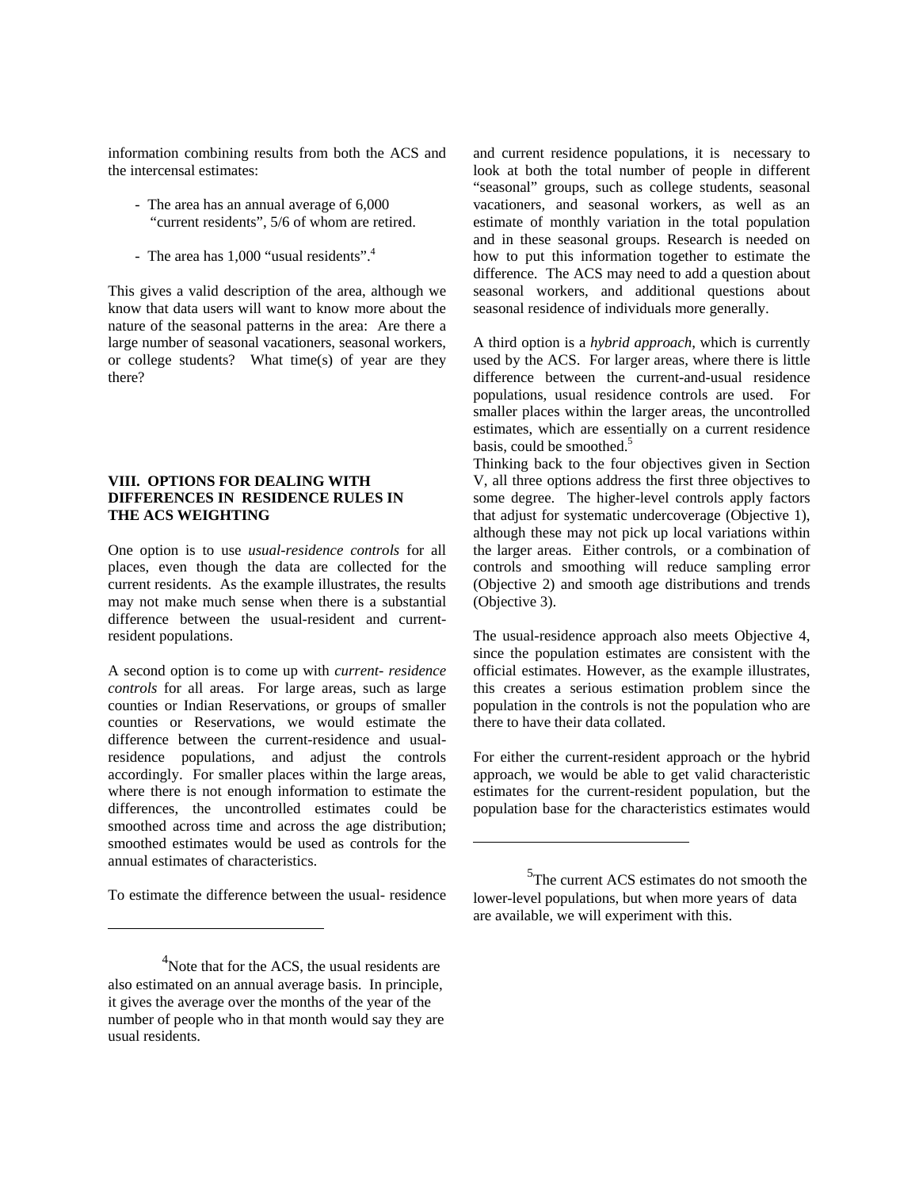information combining results from both the ACS and the intercensal estimates:

- The area has an annual average of 6,000 "current residents", 5/6 of whom are retired.
- The area has 1,000 "usual residents".[4]

This gives a valid description of the area, although we know that data users will want to know more about the nature of the seasonal patterns in the area: Are there a large number of seasonal vacationers, seasonal workers, or college students? What time(s) of year are they there?

## VIII. OPTIONS FOR DEALING WITH DIFFERENCES IN RESIDENCE RULES IN THE ACS WEIGHTING

One option is to use *usual-residence controls* for all places, even though the data are collected for the current residents. As the example illustrates, the results may not make much sense when there is a substantial difference between the usual-resident and current-resident populations.

A second option is to come up with *current- residence controls* for all areas. For large areas, such as large counties or Indian Reservations, or groups of smaller counties or Reservations, we would estimate the difference between the current-residence and usual-residence populations, and adjust the controls accordingly. For smaller places within the large areas, where there is not enough information to estimate the differences, the uncontrolled estimates could be smoothed across time and across the age distribution; smoothed estimates would be used as controls for the annual estimates of characteristics.

To estimate the difference between the usual- residence and current residence populations, it is necessary to look at both the total number of people in different "seasonal" groups, such as college students, seasonal vacationers, and seasonal workers, as well as an estimate of monthly variation in the total population and in these seasonal groups. Research is needed on how to put this information together to estimate the difference. The ACS may need to add a question about seasonal workers, and additional questions about seasonal residence of individuals more generally.

A third option is a *hybrid approach*, which is currently used by the ACS. For larger areas, where there is little difference between the current-and-usual residence populations, usual residence controls are used. For smaller places within the larger areas, the uncontrolled estimates, which are essentially on a current residence basis, could be smoothed.[5]

Thinking back to the four objectives given in Section V, all three options address the first three objectives to some degree. The higher-level controls apply factors that adjust for systematic undercoverage (Objective 1), although these may not pick up local variations within the larger areas. Either controls, or a combination of controls and smoothing will reduce sampling error (Objective 2) and smooth age distributions and trends (Objective 3).

The usual-residence approach also meets Objective 4, since the population estimates are consistent with the official estimates. However, as the example illustrates, this creates a serious estimation problem since the population in the controls is not the population who are there to have their data collated.

For either the current-resident approach or the hybrid approach, we would be able to get valid characteristic estimates for the current-resident population, but the population base for the characteristics estimates would

---

[4] Note that for the ACS, the usual residents are also estimated on an annual average basis. In principle, it gives the average over the months of the year of the number of people who in that month would say they are usual residents.

[5] The current ACS estimates do not smooth the lower-level populations, but when more years of data are available, we will experiment with this.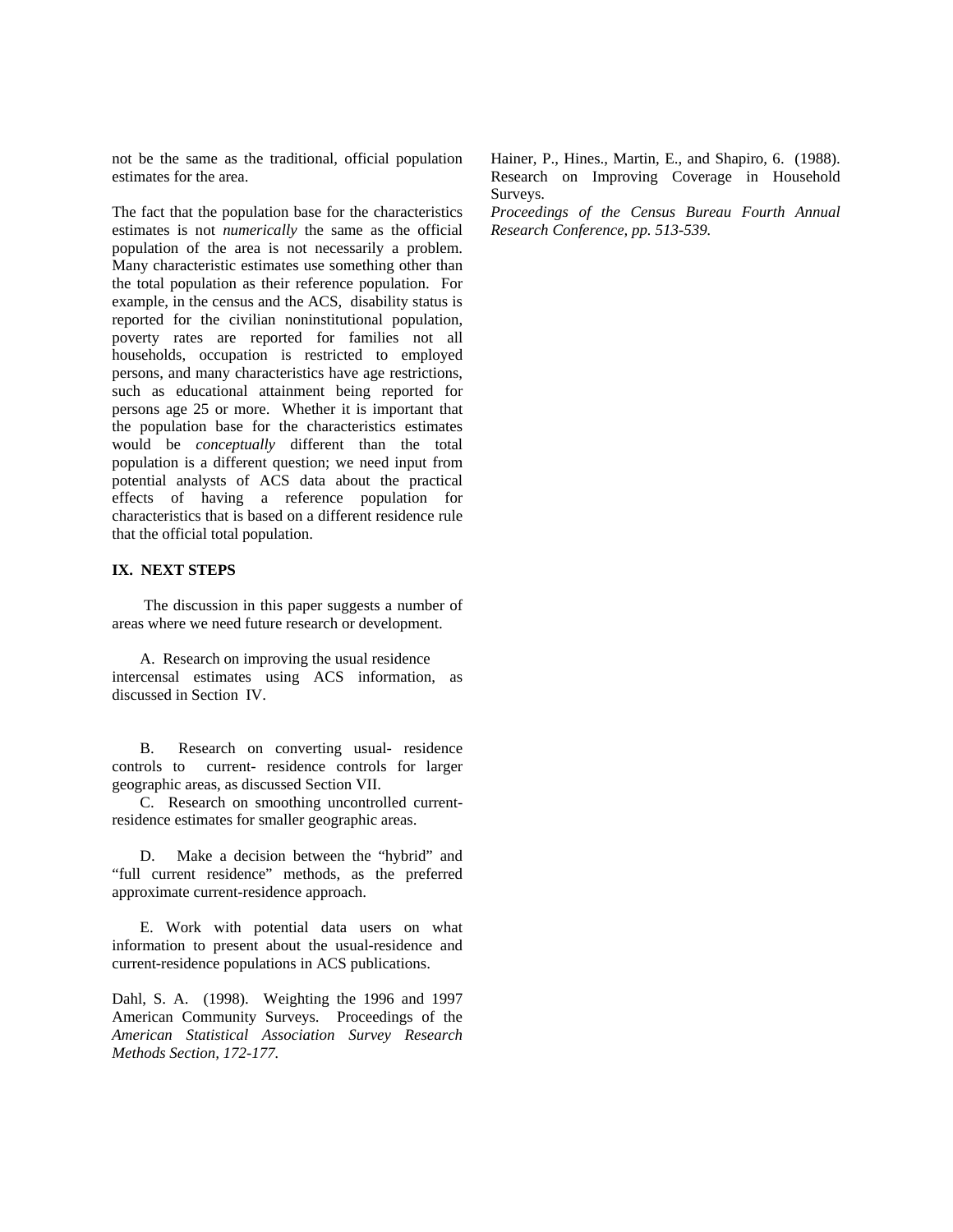not be the same as the traditional, official population estimates for the area.

The fact that the population base for the characteristics estimates is not *numerically* the same as the official population of the area is not necessarily a problem. Many characteristic estimates use something other than the total population as their reference population. For example, in the census and the ACS, disability status is reported for the civilian noninstitutional population, poverty rates are reported for families not all households, occupation is restricted to employed persons, and many characteristics have age restrictions, such as educational attainment being reported for persons age 25 or more. Whether it is important that the population base for the characteristics estimates would be *conceptually* different than the total population is a different question; we need input from potential analysts of ACS data about the practical effects of having a reference population for characteristics that is based on a different residence rule that the official total population.

## IX. NEXT STEPS

The discussion in this paper suggests a number of areas where we need future research or development.

A. Research on improving the usual residence intercensal estimates using ACS information, as discussed in Section IV.

B. Research on converting usual- residence controls to current- residence controls for larger geographic areas, as discussed Section VII.

C. Research on smoothing uncontrolled current-residence estimates for smaller geographic areas.

D. Make a decision between the "hybrid" and "full current residence" methods, as the preferred approximate current-residence approach.

E. Work with potential data users on what information to present about the usual-residence and current-residence populations in ACS publications.

Dahl, S. A. (1998). Weighting the 1996 and 1997 American Community Surveys. Proceedings of the *American Statistical Association Survey Research Methods Section, 172-177.*

Hainer, P., Hines., Martin, E., and Shapiro, 6. (1988). Research on Improving Coverage in Household Surveys.
*Proceedings of the Census Bureau Fourth Annual Research Conference, pp. 513-539.*